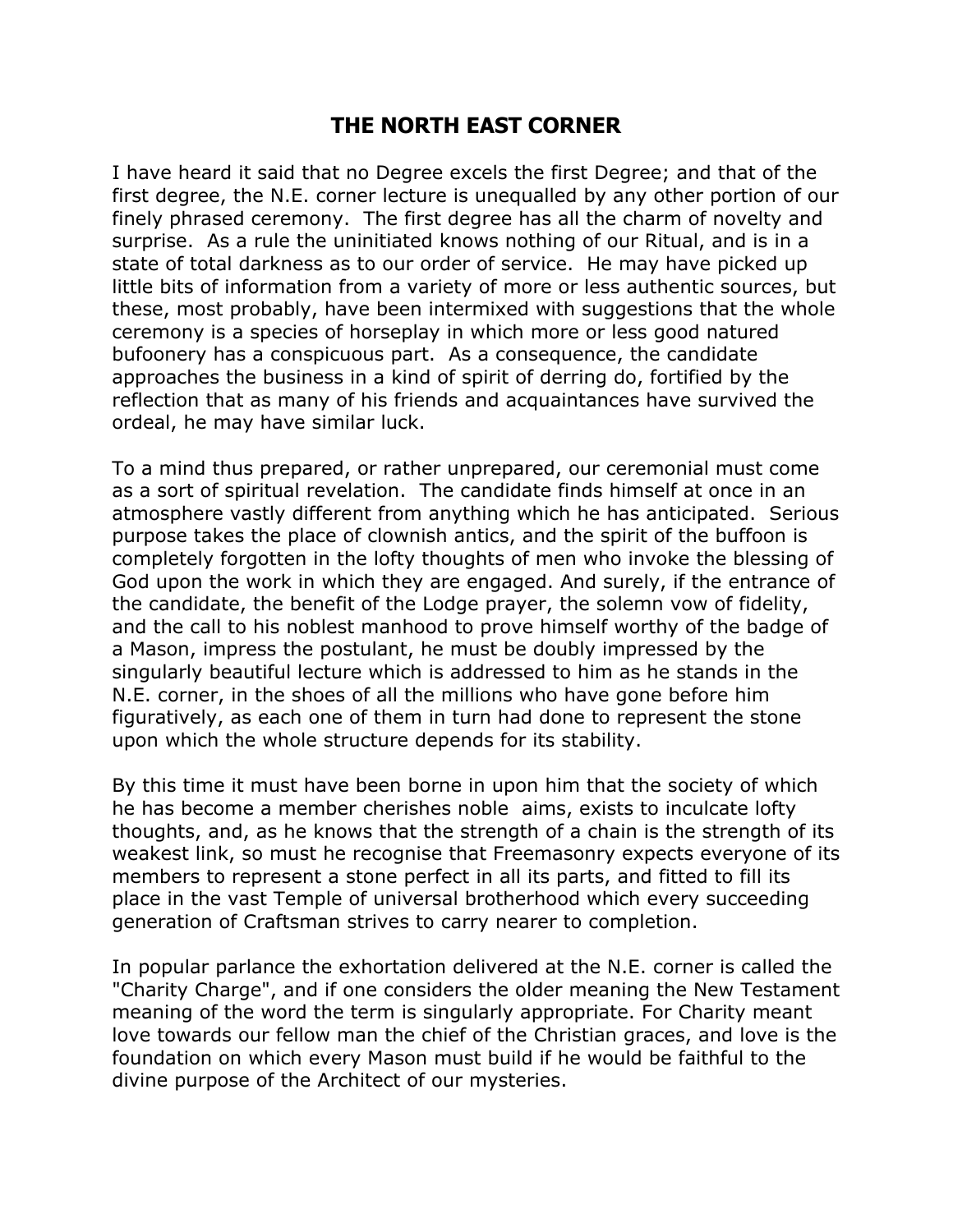# THE NORTH EAST CORNER

I have heard it said that no Degree excels the first Degree; and that of the first degree, the N.E. corner lecture is unequalled by any other portion of our finely phrased ceremony. The first degree has all the charm of novelty and surprise. As a rule the uninitiated knows nothing of our Ritual, and is in a state of total darkness as to our order of service. He may have picked up little bits of information from a variety of more or less authentic sources, but these, most probably, have been intermixed with suggestions that the whole ceremony is a species of horseplay in which more or less good natured bufoonery has a conspicuous part. As a consequence, the candidate approaches the business in a kind of spirit of derring do, fortified by the reflection that as many of his friends and acquaintances have survived the ordeal, he may have similar luck.

To a mind thus prepared, or rather unprepared, our ceremonial must come as a sort of spiritual revelation. The candidate finds himself at once in an atmosphere vastly different from anything which he has anticipated. Serious purpose takes the place of clownish antics, and the spirit of the buffoon is completely forgotten in the lofty thoughts of men who invoke the blessing of God upon the work in which they are engaged. And surely, if the entrance of the candidate, the benefit of the Lodge prayer, the solemn vow of fidelity, and the call to his noblest manhood to prove himself worthy of the badge of a Mason, impress the postulant, he must be doubly impressed by the singularly beautiful lecture which is addressed to him as he stands in the N.E. corner, in the shoes of all the millions who have gone before him figuratively, as each one of them in turn had done to represent the stone upon which the whole structure depends for its stability.

By this time it must have been borne in upon him that the society of which he has become a member cherishes noble aims, exists to inculcate lofty thoughts, and, as he knows that the strength of a chain is the strength of its weakest link, so must he recognise that Freemasonry expects everyone of its members to represent a stone perfect in all its parts, and fitted to fill its place in the vast Temple of universal brotherhood which every succeeding generation of Craftsman strives to carry nearer to completion.

In popular parlance the exhortation delivered at the N.E. corner is called the "Charity Charge", and if one considers the older meaning the New Testament meaning of the word the term is singularly appropriate. For Charity meant love towards our fellow man the chief of the Christian graces, and love is the foundation on which every Mason must build if he would be faithful to the divine purpose of the Architect of our mysteries.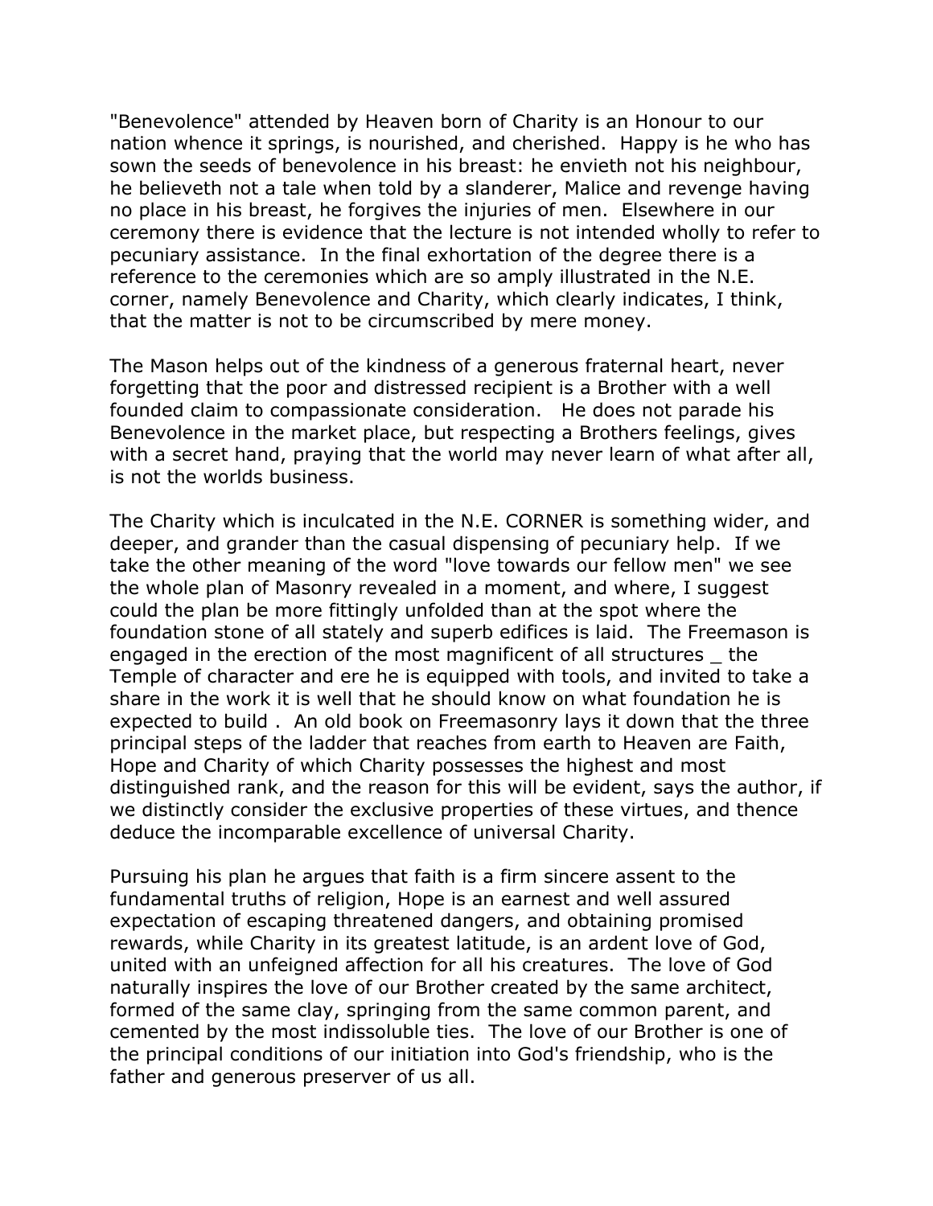"Benevolence" attended by Heaven born of Charity is an Honour to our nation whence it springs, is nourished, and cherished. Happy is he who has sown the seeds of benevolence in his breast: he envieth not his neighbour, he believeth not a tale when told by a slanderer, Malice and revenge having no place in his breast, he forgives the injuries of men. Elsewhere in our ceremony there is evidence that the lecture is not intended wholly to refer to pecuniary assistance. In the final exhortation of the degree there is a reference to the ceremonies which are so amply illustrated in the N.E. corner, namely Benevolence and Charity, which clearly indicates, I think, that the matter is not to be circumscribed by mere money.

The Mason helps out of the kindness of a generous fraternal heart, never forgetting that the poor and distressed recipient is a Brother with a well founded claim to compassionate consideration. He does not parade his Benevolence in the market place, but respecting a Brothers feelings, gives with a secret hand, praying that the world may never learn of what after all, is not the worlds business.

The Charity which is inculcated in the N.E. CORNER is something wider, and deeper, and grander than the casual dispensing of pecuniary help. If we take the other meaning of the word "love towards our fellow men" we see the whole plan of Masonry revealed in a moment, and where, I suggest could the plan be more fittingly unfolded than at the spot where the foundation stone of all stately and superb edifices is laid. The Freemason is engaged in the erection of the most magnificent of all structures _ the Temple of character and ere he is equipped with tools, and invited to take a share in the work it is well that he should know on what foundation he is expected to build . An old book on Freemasonry lays it down that the three principal steps of the ladder that reaches from earth to Heaven are Faith, Hope and Charity of which Charity possesses the highest and most distinguished rank, and the reason for this will be evident, says the author, if we distinctly consider the exclusive properties of these virtues, and thence deduce the incomparable excellence of universal Charity.

Pursuing his plan he argues that faith is a firm sincere assent to the fundamental truths of religion, Hope is an earnest and well assured expectation of escaping threatened dangers, and obtaining promised rewards, while Charity in its greatest latitude, is an ardent love of God, united with an unfeigned affection for all his creatures. The love of God naturally inspires the love of our Brother created by the same architect, formed of the same clay, springing from the same common parent, and cemented by the most indissoluble ties. The love of our Brother is one of the principal conditions of our initiation into God's friendship, who is the father and generous preserver of us all.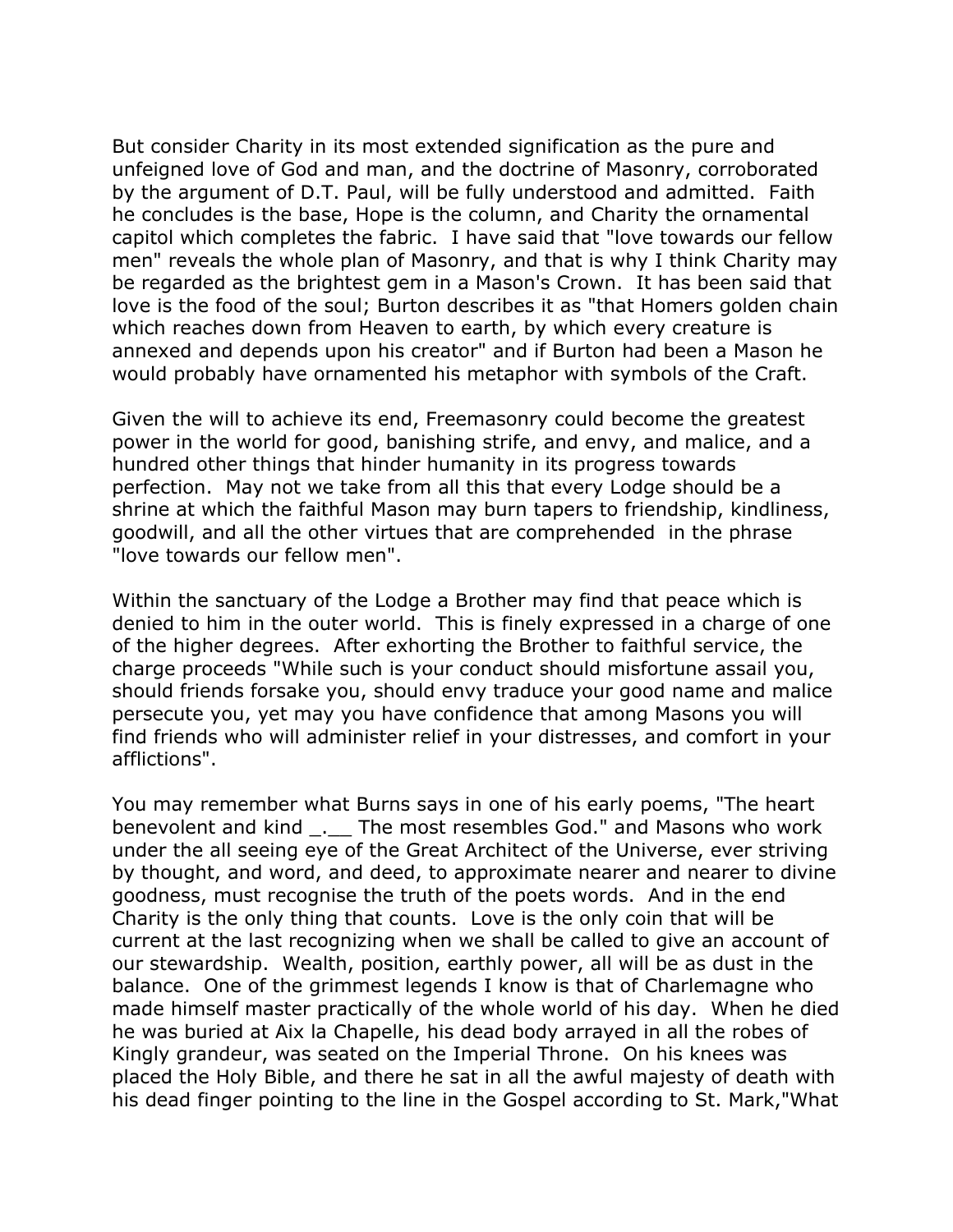But consider Charity in its most extended signification as the pure and unfeigned love of God and man, and the doctrine of Masonry, corroborated by the argument of D.T. Paul, will be fully understood and admitted. Faith he concludes is the base, Hope is the column, and Charity the ornamental capitol which completes the fabric. I have said that "love towards our fellow men" reveals the whole plan of Masonry, and that is why I think Charity may be regarded as the brightest gem in a Mason's Crown. It has been said that love is the food of the soul; Burton describes it as "that Homers golden chain which reaches down from Heaven to earth, by which every creature is annexed and depends upon his creator" and if Burton had been a Mason he would probably have ornamented his metaphor with symbols of the Craft.

Given the will to achieve its end, Freemasonry could become the greatest power in the world for good, banishing strife, and envy, and malice, and a hundred other things that hinder humanity in its progress towards perfection. May not we take from all this that every Lodge should be a shrine at which the faithful Mason may burn tapers to friendship, kindliness, goodwill, and all the other virtues that are comprehended in the phrase "love towards our fellow men".

Within the sanctuary of the Lodge a Brother may find that peace which is denied to him in the outer world. This is finely expressed in a charge of one of the higher degrees. After exhorting the Brother to faithful service, the charge proceeds "While such is your conduct should misfortune assail you, should friends forsake you, should envy traduce your good name and malice persecute you, yet may you have confidence that among Masons you will find friends who will administer relief in your distresses, and comfort in your afflictions".

You may remember what Burns says in one of his early poems, "The heart benevolent and kind _.__ The most resembles God." and Masons who work under the all seeing eye of the Great Architect of the Universe, ever striving by thought, and word, and deed, to approximate nearer and nearer to divine goodness, must recognise the truth of the poets words. And in the end Charity is the only thing that counts. Love is the only coin that will be current at the last recognizing when we shall be called to give an account of our stewardship. Wealth, position, earthly power, all will be as dust in the balance. One of the grimmest legends I know is that of Charlemagne who made himself master practically of the whole world of his day. When he died he was buried at Aix la Chapelle, his dead body arrayed in all the robes of Kingly grandeur, was seated on the Imperial Throne. On his knees was placed the Holy Bible, and there he sat in all the awful majesty of death with his dead finger pointing to the line in the Gospel according to St. Mark,"What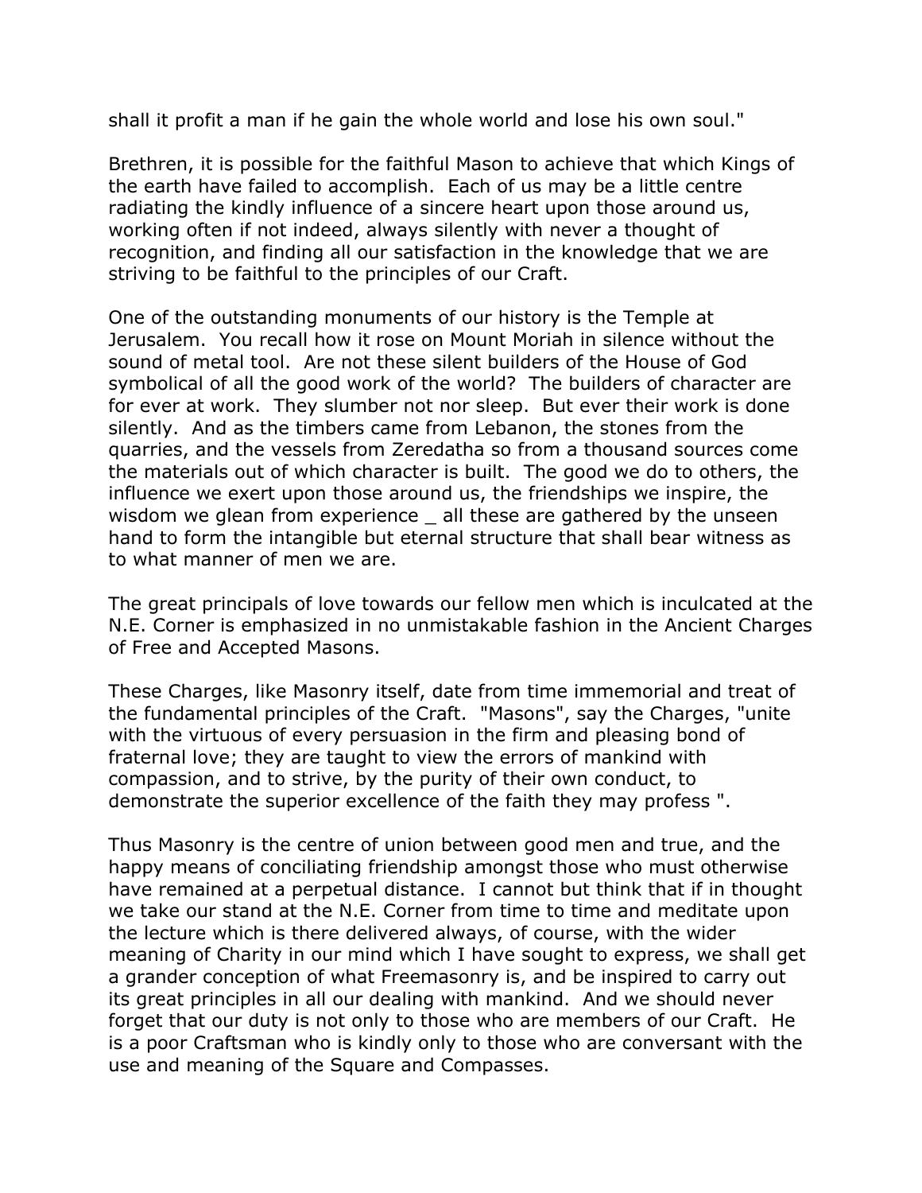shall it profit a man if he gain the whole world and lose his own soul."

Brethren, it is possible for the faithful Mason to achieve that which Kings of the earth have failed to accomplish. Each of us may be a little centre radiating the kindly influence of a sincere heart upon those around us, working often if not indeed, always silently with never a thought of recognition, and finding all our satisfaction in the knowledge that we are striving to be faithful to the principles of our Craft.

One of the outstanding monuments of our history is the Temple at Jerusalem. You recall how it rose on Mount Moriah in silence without the sound of metal tool. Are not these silent builders of the House of God symbolical of all the good work of the world? The builders of character are for ever at work. They slumber not nor sleep. But ever their work is done silently. And as the timbers came from Lebanon, the stones from the quarries, and the vessels from Zeredatha so from a thousand sources come the materials out of which character is built. The good we do to others, the influence we exert upon those around us, the friendships we inspire, the wisdom we glean from experience _ all these are gathered by the unseen hand to form the intangible but eternal structure that shall bear witness as to what manner of men we are.

The great principals of love towards our fellow men which is inculcated at the N.E. Corner is emphasized in no unmistakable fashion in the Ancient Charges of Free and Accepted Masons.

These Charges, like Masonry itself, date from time immemorial and treat of the fundamental principles of the Craft. "Masons", say the Charges, "unite with the virtuous of every persuasion in the firm and pleasing bond of fraternal love; they are taught to view the errors of mankind with compassion, and to strive, by the purity of their own conduct, to demonstrate the superior excellence of the faith they may profess ".

Thus Masonry is the centre of union between good men and true, and the happy means of conciliating friendship amongst those who must otherwise have remained at a perpetual distance. I cannot but think that if in thought we take our stand at the N.E. Corner from time to time and meditate upon the lecture which is there delivered always, of course, with the wider meaning of Charity in our mind which I have sought to express, we shall get a grander conception of what Freemasonry is, and be inspired to carry out its great principles in all our dealing with mankind. And we should never forget that our duty is not only to those who are members of our Craft. He is a poor Craftsman who is kindly only to those who are conversant with the use and meaning of the Square and Compasses.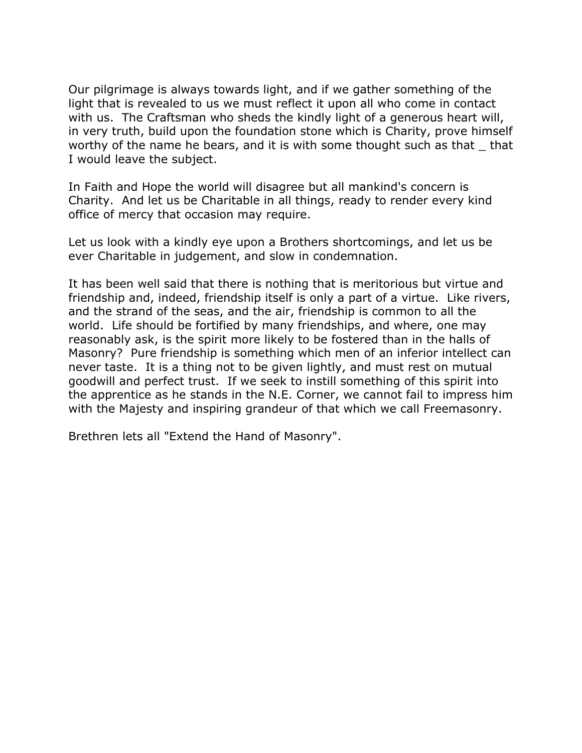Our pilgrimage is always towards light, and if we gather something of the light that is revealed to us we must reflect it upon all who come in contact with us. The Craftsman who sheds the kindly light of a generous heart will, in very truth, build upon the foundation stone which is Charity, prove himself worthy of the name he bears, and it is with some thought such as that _ that I would leave the subject.

In Faith and Hope the world will disagree but all mankind's concern is Charity. And let us be Charitable in all things, ready to render every kind office of mercy that occasion may require.

Let us look with a kindly eye upon a Brothers shortcomings, and let us be ever Charitable in judgement, and slow in condemnation.

It has been well said that there is nothing that is meritorious but virtue and friendship and, indeed, friendship itself is only a part of a virtue. Like rivers, and the strand of the seas, and the air, friendship is common to all the world. Life should be fortified by many friendships, and where, one may reasonably ask, is the spirit more likely to be fostered than in the halls of Masonry? Pure friendship is something which men of an inferior intellect can never taste. It is a thing not to be given lightly, and must rest on mutual goodwill and perfect trust. If we seek to instill something of this spirit into the apprentice as he stands in the N.E. Corner, we cannot fail to impress him with the Majesty and inspiring grandeur of that which we call Freemasonry.

Brethren lets all "Extend the Hand of Masonry".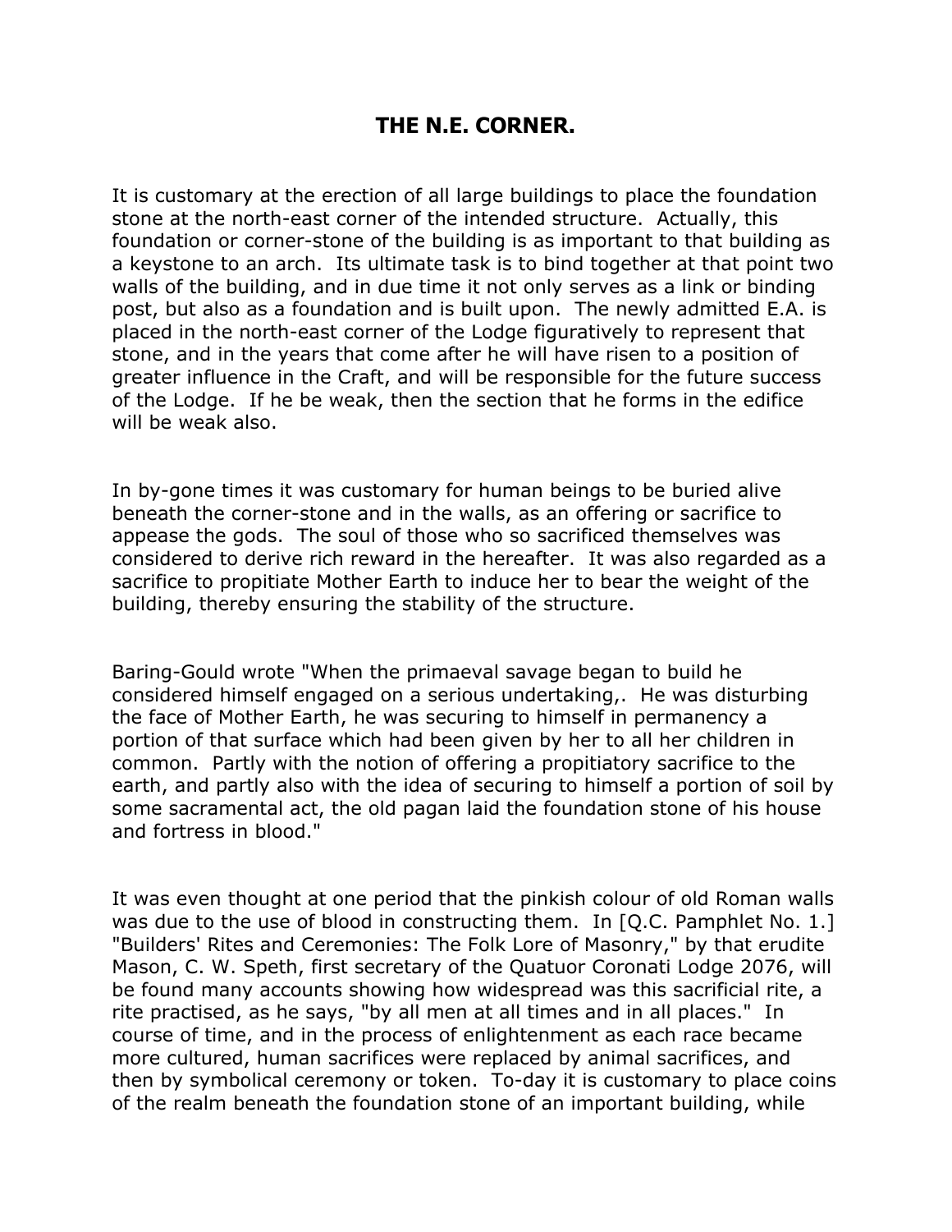## THE N.E. CORNER.

It is customary at the erection of all large buildings to place the foundation stone at the north-east corner of the intended structure. Actually, this foundation or corner-stone of the building is as important to that building as a keystone to an arch. Its ultimate task is to bind together at that point two walls of the building, and in due time it not only serves as a link or binding post, but also as a foundation and is built upon. The newly admitted E.A. is placed in the north-east corner of the Lodge figuratively to represent that stone, and in the years that come after he will have risen to a position of greater influence in the Craft, and will be responsible for the future success of the Lodge. If he be weak, then the section that he forms in the edifice will be weak also.

In by-gone times it was customary for human beings to be buried alive beneath the corner-stone and in the walls, as an offering or sacrifice to appease the gods. The soul of those who so sacrificed themselves was considered to derive rich reward in the hereafter. It was also regarded as a sacrifice to propitiate Mother Earth to induce her to bear the weight of the building, thereby ensuring the stability of the structure.

Baring-Gould wrote "When the primaeval savage began to build he considered himself engaged on a serious undertaking,. He was disturbing the face of Mother Earth, he was securing to himself in permanency a portion of that surface which had been given by her to all her children in common. Partly with the notion of offering a propitiatory sacrifice to the earth, and partly also with the idea of securing to himself a portion of soil by some sacramental act, the old pagan laid the foundation stone of his house and fortress in blood."

It was even thought at one period that the pinkish colour of old Roman walls was due to the use of blood in constructing them. In [Q.C. Pamphlet No. 1.] "Builders' Rites and Ceremonies: The Folk Lore of Masonry," by that erudite Mason, C. W. Speth, first secretary of the Quatuor Coronati Lodge 2076, will be found many accounts showing how widespread was this sacrificial rite, a rite practised, as he says, "by all men at all times and in all places." In course of time, and in the process of enlightenment as each race became more cultured, human sacrifices were replaced by animal sacrifices, and then by symbolical ceremony or token. To-day it is customary to place coins of the realm beneath the foundation stone of an important building, while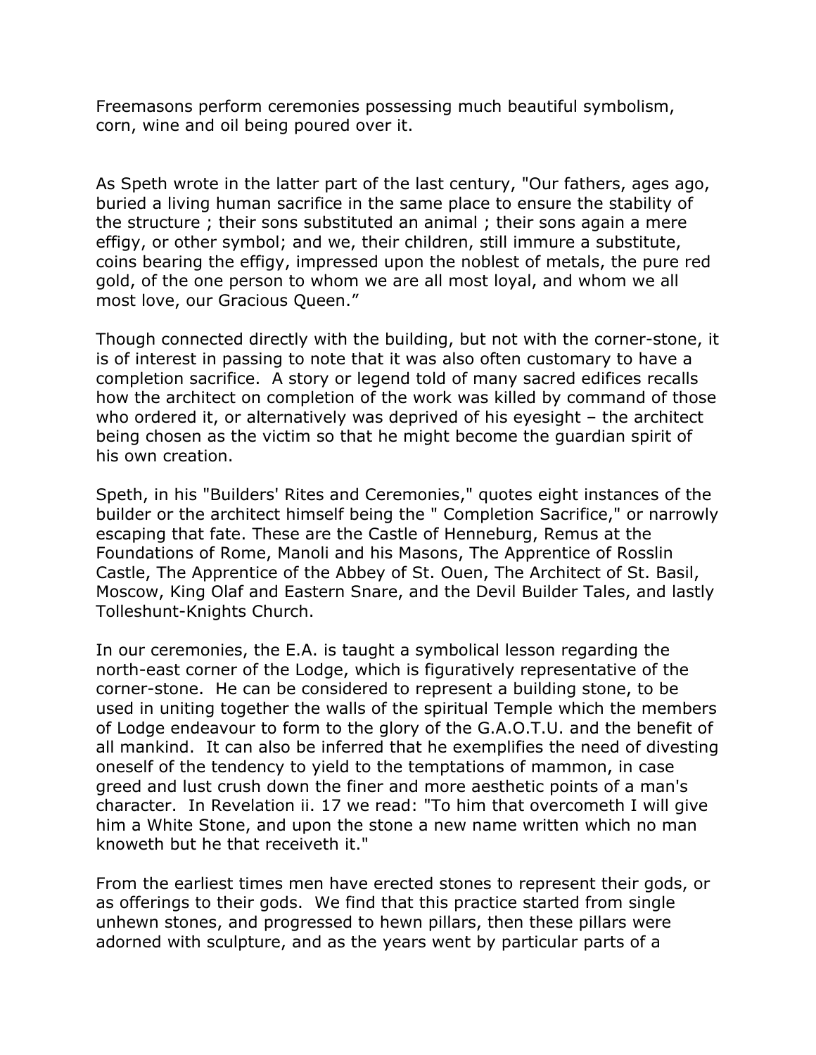Freemasons perform ceremonies possessing much beautiful symbolism, corn, wine and oil being poured over it.

As Speth wrote in the latter part of the last century, "Our fathers, ages ago, buried a living human sacrifice in the same place to ensure the stability of the structure ; their sons substituted an animal ; their sons again a mere effigy, or other symbol; and we, their children, still immure a substitute, coins bearing the effigy, impressed upon the noblest of metals, the pure red gold, of the one person to whom we are all most loyal, and whom we all most love, our Gracious Queen."

Though connected directly with the building, but not with the corner-stone, it is of interest in passing to note that it was also often customary to have a completion sacrifice. A story or legend told of many sacred edifices recalls how the architect on completion of the work was killed by command of those who ordered it, or alternatively was deprived of his eyesight – the architect being chosen as the victim so that he might become the guardian spirit of his own creation.

Speth, in his "Builders' Rites and Ceremonies," quotes eight instances of the builder or the architect himself being the " Completion Sacrifice," or narrowly escaping that fate. These are the Castle of Henneburg, Remus at the Foundations of Rome, Manoli and his Masons, The Apprentice of Rosslin Castle, The Apprentice of the Abbey of St. Ouen, The Architect of St. Basil, Moscow, King Olaf and Eastern Snare, and the Devil Builder Tales, and lastly Tolleshunt-Knights Church.

In our ceremonies, the E.A. is taught a symbolical lesson regarding the north-east corner of the Lodge, which is figuratively representative of the corner-stone. He can be considered to represent a building stone, to be used in uniting together the walls of the spiritual Temple which the members of Lodge endeavour to form to the glory of the G.A.O.T.U. and the benefit of all mankind. It can also be inferred that he exemplifies the need of divesting oneself of the tendency to yield to the temptations of mammon, in case greed and lust crush down the finer and more aesthetic points of a man's character. In Revelation ii. 17 we read: "To him that overcometh I will give him a White Stone, and upon the stone a new name written which no man knoweth but he that receiveth it."

From the earliest times men have erected stones to represent their gods, or as offerings to their gods. We find that this practice started from single unhewn stones, and progressed to hewn pillars, then these pillars were adorned with sculpture, and as the years went by particular parts of a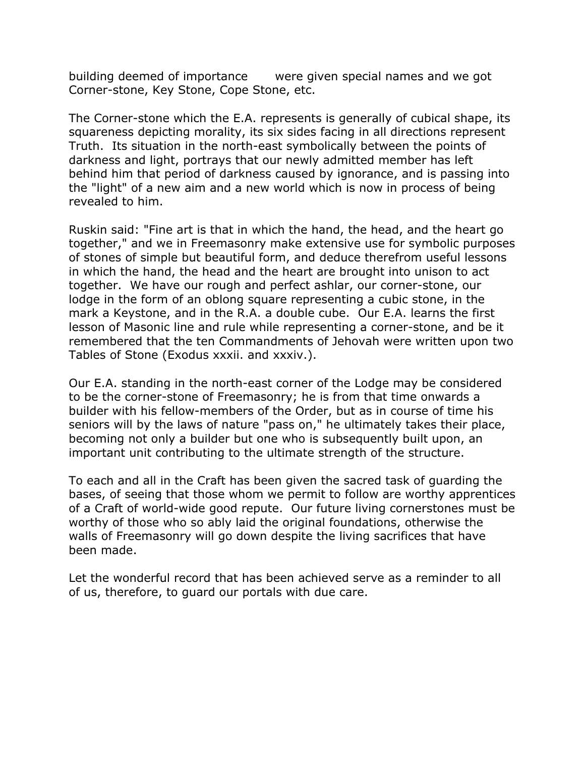building deemed of importance were given special names and we got Corner-stone, Key Stone, Cope Stone, etc.

The Corner-stone which the E.A. represents is generally of cubical shape, its squareness depicting morality, its six sides facing in all directions represent Truth. Its situation in the north-east symbolically between the points of darkness and light, portrays that our newly admitted member has left behind him that period of darkness caused by ignorance, and is passing into the "light" of a new aim and a new world which is now in process of being revealed to him.

Ruskin said: "Fine art is that in which the hand, the head, and the heart go together," and we in Freemasonry make extensive use for symbolic purposes of stones of simple but beautiful form, and deduce therefrom useful lessons in which the hand, the head and the heart are brought into unison to act together. We have our rough and perfect ashlar, our corner-stone, our lodge in the form of an oblong square representing a cubic stone, in the mark a Keystone, and in the R.A. a double cube. Our E.A. learns the first lesson of Masonic line and rule while representing a corner-stone, and be it remembered that the ten Commandments of Jehovah were written upon two Tables of Stone (Exodus xxxii. and xxxiv.).

Our E.A. standing in the north-east corner of the Lodge may be considered to be the corner-stone of Freemasonry; he is from that time onwards a builder with his fellow-members of the Order, but as in course of time his seniors will by the laws of nature "pass on," he ultimately takes their place, becoming not only a builder but one who is subsequently built upon, an important unit contributing to the ultimate strength of the structure.

To each and all in the Craft has been given the sacred task of guarding the bases, of seeing that those whom we permit to follow are worthy apprentices of a Craft of world-wide good repute. Our future living cornerstones must be worthy of those who so ably laid the original foundations, otherwise the walls of Freemasonry will go down despite the living sacrifices that have been made.

Let the wonderful record that has been achieved serve as a reminder to all of us, therefore, to guard our portals with due care.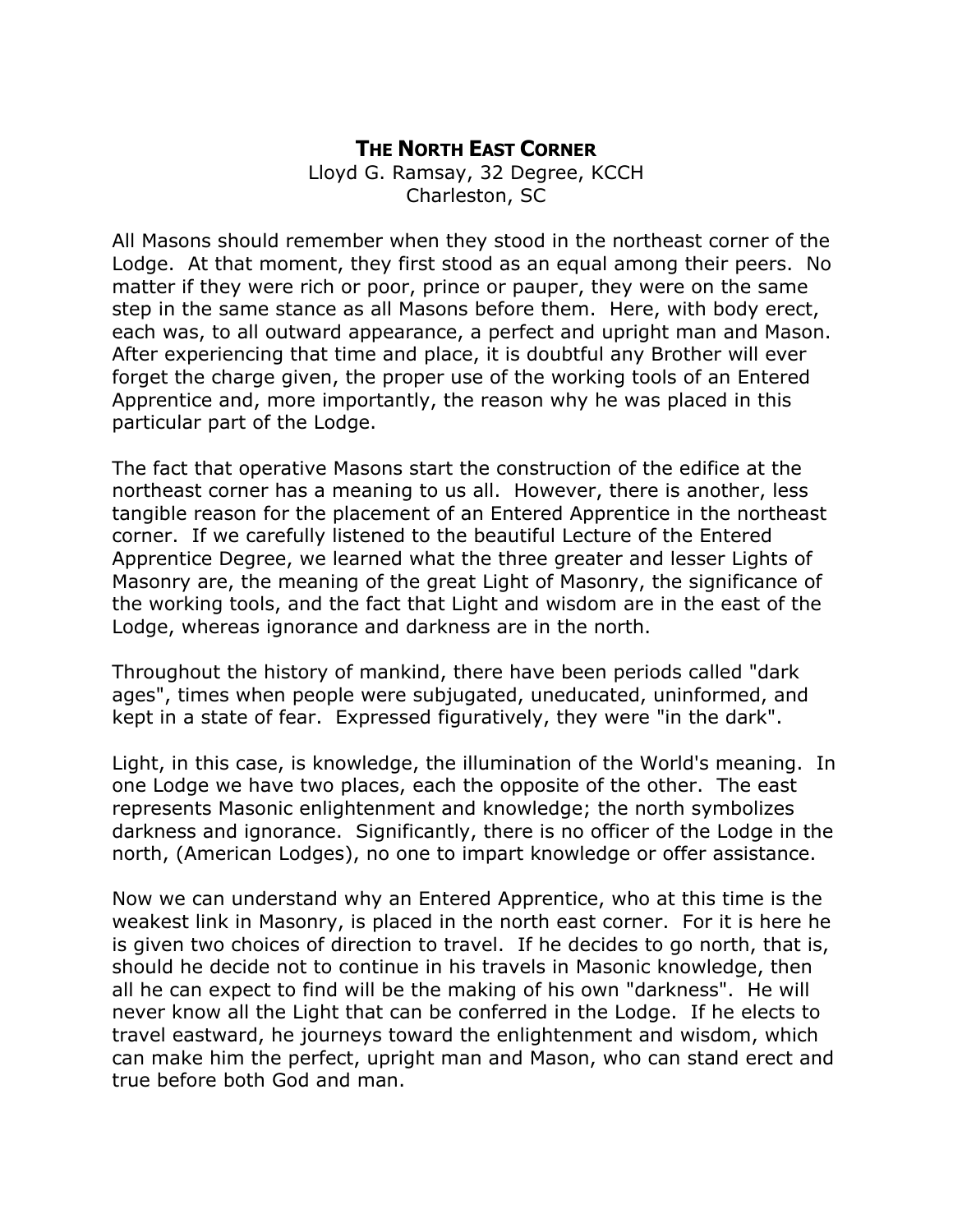# THE NORTH EAST CORNER

Lloyd G. Ramsay, 32 Degree, KCCH
Charleston, SC

All Masons should remember when they stood in the northeast corner of the Lodge. At that moment, they first stood as an equal among their peers. No matter if they were rich or poor, prince or pauper, they were on the same step in the same stance as all Masons before them. Here, with body erect, each was, to all outward appearance, a perfect and upright man and Mason. After experiencing that time and place, it is doubtful any Brother will ever forget the charge given, the proper use of the working tools of an Entered Apprentice and, more importantly, the reason why he was placed in this particular part of the Lodge.

The fact that operative Masons start the construction of the edifice at the northeast corner has a meaning to us all. However, there is another, less tangible reason for the placement of an Entered Apprentice in the northeast corner. If we carefully listened to the beautiful Lecture of the Entered Apprentice Degree, we learned what the three greater and lesser Lights of Masonry are, the meaning of the great Light of Masonry, the significance of the working tools, and the fact that Light and wisdom are in the east of the Lodge, whereas ignorance and darkness are in the north.

Throughout the history of mankind, there have been periods called "dark ages", times when people were subjugated, uneducated, uninformed, and kept in a state of fear. Expressed figuratively, they were "in the dark".

Light, in this case, is knowledge, the illumination of the World's meaning. In one Lodge we have two places, each the opposite of the other. The east represents Masonic enlightenment and knowledge; the north symbolizes darkness and ignorance. Significantly, there is no officer of the Lodge in the north, (American Lodges), no one to impart knowledge or offer assistance.

Now we can understand why an Entered Apprentice, who at this time is the weakest link in Masonry, is placed in the north east corner. For it is here he is given two choices of direction to travel. If he decides to go north, that is, should he decide not to continue in his travels in Masonic knowledge, then all he can expect to find will be the making of his own "darkness". He will never know all the Light that can be conferred in the Lodge. If he elects to travel eastward, he journeys toward the enlightenment and wisdom, which can make him the perfect, upright man and Mason, who can stand erect and true before both God and man.